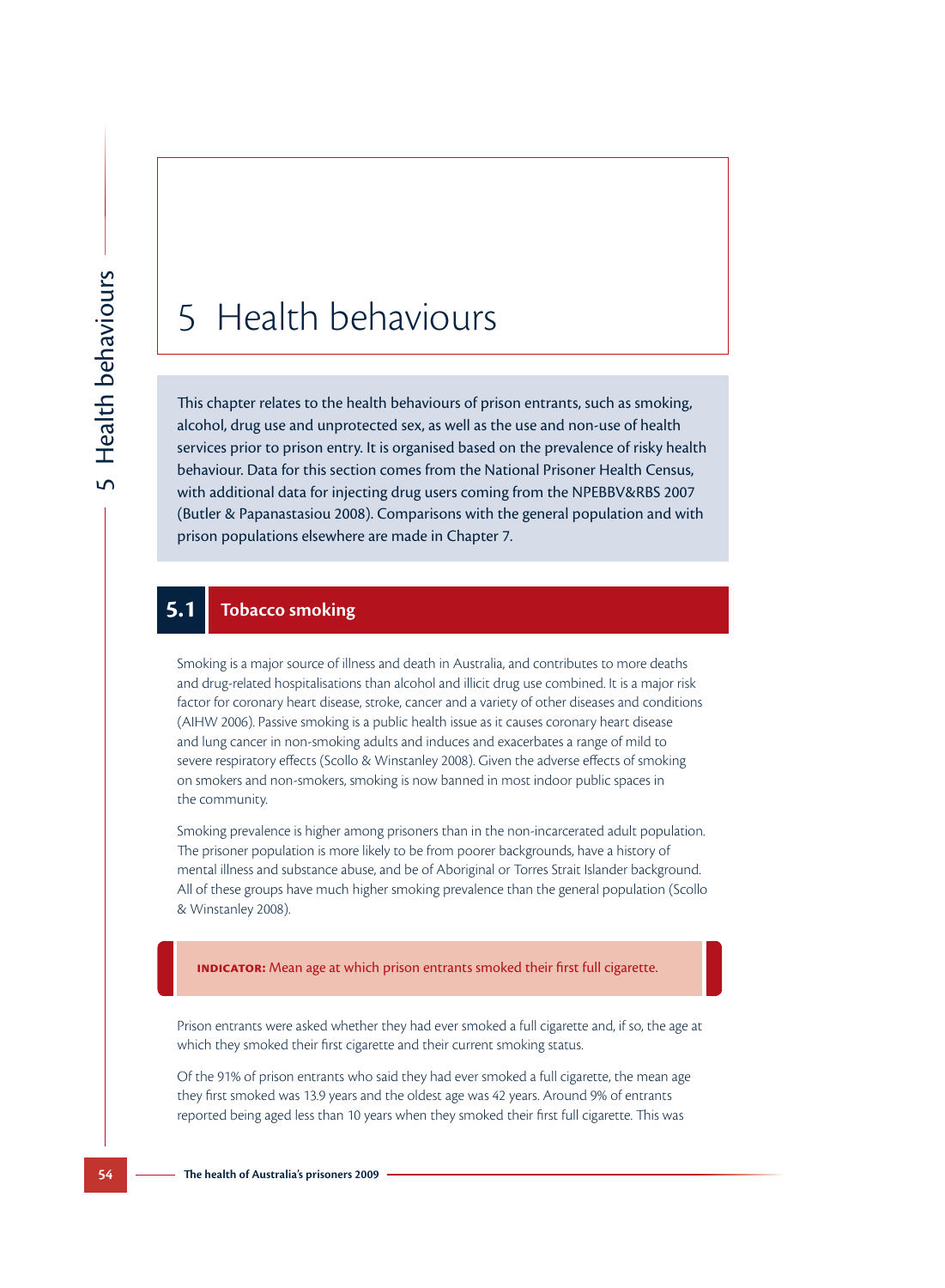# 5 Health behaviours

This chapter relates to the health behaviours of prison entrants, such as smoking, alcohol, drug use and unprotected sex, as well as the use and non-use of health services prior to prison entry. It is organised based on the prevalence of risky health behaviour. Data for this section comes from the National Prisoner Health Census, with additional data for injecting drug users coming from the NPEBBV&RBS 2007 (Butler & Papanastasiou 2008). Comparisons with the general population and with prison populations elsewhere are made in Chapter 7.

## 5.1 Tobacco smoking

Smoking is a major source of illness and death in Australia, and contributes to more deaths and drug-related hospitalisations than alcohol and illicit drug use combined. It is a major risk factor for coronary heart disease, stroke, cancer and a variety of other diseases and conditions (AIHW 2006). Passive smoking is a public health issue as it causes coronary heart disease and lung cancer in non-smoking adults and induces and exacerbates a range of mild to severe respiratory effects (Scollo & Winstanley 2008). Given the adverse effects of smoking on smokers and non-smokers, smoking is now banned in most indoor public spaces in the community.

Smoking prevalence is higher among prisoners than in the non-incarcerated adult population. The prisoner population is more likely to be from poorer backgrounds, have a history of mental illness and substance abuse, and be of Aboriginal or Torres Strait Islander background. All of these groups have much higher smoking prevalence than the general population (Scollo & Winstanley 2008).

**INDICATOR:** Mean age at which prison entrants smoked their first full cigarette.

Prison entrants were asked whether they had ever smoked a full cigarette and, if so, the age at which they smoked their first cigarette and their current smoking status.

Of the 91% of prison entrants who said they had ever smoked a full cigarette, the mean age they first smoked was 13.9 years and the oldest age was 42 years. Around 9% of entrants reported being aged less than 10 years when they smoked their first full cigarette. This was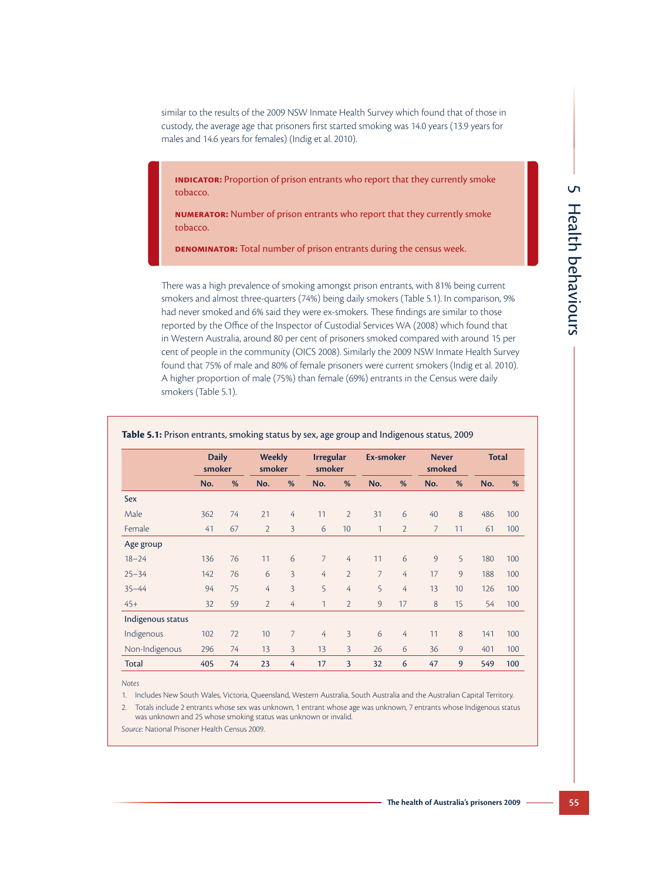similar to the results of the 2009 NSW Inmate Health Survey which found that of those in custody, the average age that prisoners first started smoking was 14.0 years (13.9 years for males and 14.6 years for females) (Indig et al. 2010).

> **INDICATOR:** Proportion of prison entrants who report that they currently smoke tobacco.
>
> **NUMERATOR:** Number of prison entrants who report that they currently smoke tobacco.
>
> **DENOMINATOR:** Total number of prison entrants during the census week.

There was a high prevalence of smoking amongst prison entrants, with 81% being current smokers and almost three-quarters (74%) being daily smokers (Table 5.1). In comparison, 9% had never smoked and 6% said they were ex-smokers. These findings are similar to those reported by the Office of the Inspector of Custodial Services WA (2008) which found that in Western Australia, around 80 per cent of prisoners smoked compared with around 15 per cent of people in the community (OICS 2008). Similarly the 2009 NSW Inmate Health Survey found that 75% of male and 80% of female prisoners were current smokers (Indig et al. 2010). A higher proportion of male (75%) than female (69%) entrants in the Census were daily smokers (Table 5.1).

**Table 5.1:** Prison entrants, smoking status by sex, age group and Indigenous status, 2009

| | Daily smoker | | Weekly smoker | | Irregular smoker | | Ex-smoker | | Never smoked | | Total | |
|---|---|---|---|---|---|---|---|---|---|---|---|---|
| | No. | % | No. | % | No. | % | No. | % | No. | % | No. | % |
| Sex | | | | | | | | | | | | |
| Male | 362 | 74 | 21 | 4 | 11 | 2 | 31 | 6 | 40 | 8 | 486 | 100 |
| Female | 41 | 67 | 2 | 3 | 6 | 10 | 1 | 2 | 7 | 11 | 61 | 100 |
| Age group | | | | | | | | | | | | |
| 18–24 | 136 | 76 | 11 | 6 | 7 | 4 | 11 | 6 | 9 | 5 | 180 | 100 |
| 25–34 | 142 | 76 | 6 | 3 | 4 | 2 | 7 | 4 | 17 | 9 | 188 | 100 |
| 35–44 | 94 | 75 | 4 | 3 | 5 | 4 | 5 | 4 | 13 | 10 | 126 | 100 |
| 45+ | 32 | 59 | 2 | 4 | 1 | 2 | 9 | 17 | 8 | 15 | 54 | 100 |
| Indigenous status | | | | | | | | | | | | |
| Indigenous | 102 | 72 | 10 | 7 | 4 | 3 | 6 | 4 | 11 | 8 | 141 | 100 |
| Non-Indigenous | 296 | 74 | 13 | 3 | 13 | 3 | 26 | 6 | 36 | 9 | 401 | 100 |
| **Total** | **405** | **74** | **23** | **4** | **17** | **3** | **32** | **6** | **47** | **9** | **549** | **100** |

*Notes*

1. Includes New South Wales, Victoria, Queensland, Western Australia, South Australia and the Australian Capital Territory.
2. Totals include 2 entrants whose sex was unknown, 1 entrant whose age was unknown, 7 entrants whose Indigenous status was unknown and 25 whose smoking status was unknown or invalid.

*Source:* National Prisoner Health Census 2009.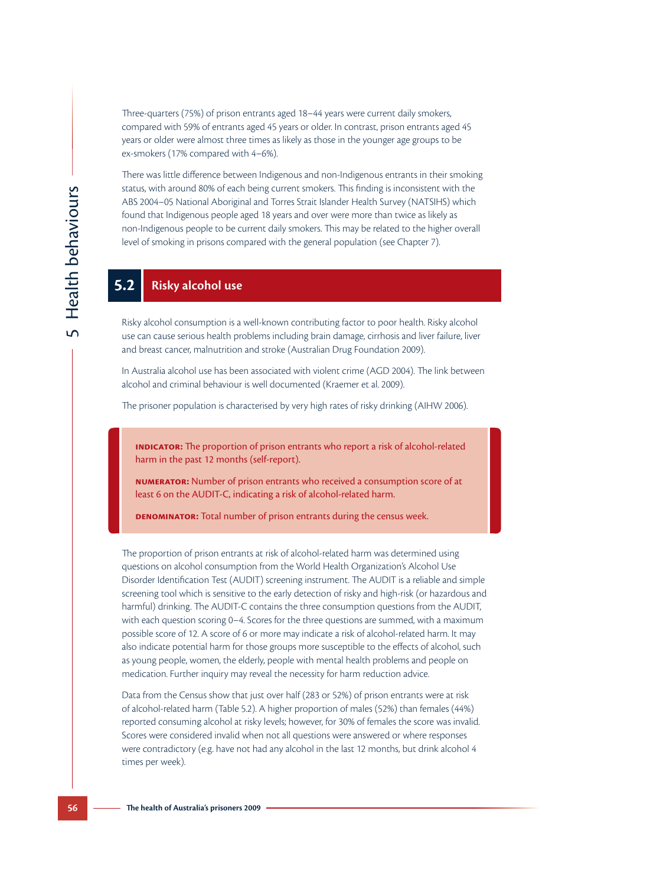Three-quarters (75%) of prison entrants aged 18–44 years were current daily smokers, compared with 59% of entrants aged 45 years or older. In contrast, prison entrants aged 45 years or older were almost three times as likely as those in the younger age groups to be ex-smokers (17% compared with 4–6%).

There was little difference between Indigenous and non-Indigenous entrants in their smoking status, with around 80% of each being current smokers. This finding is inconsistent with the ABS 2004–05 National Aboriginal and Torres Strait Islander Health Survey (NATSIHS) which found that Indigenous people aged 18 years and over were more than twice as likely as non-Indigenous people to be current daily smokers. This may be related to the higher overall level of smoking in prisons compared with the general population (see Chapter 7).

## 5.2 Risky alcohol use

Risky alcohol consumption is a well-known contributing factor to poor health. Risky alcohol use can cause serious health problems including brain damage, cirrhosis and liver failure, liver and breast cancer, malnutrition and stroke (Australian Drug Foundation 2009).

In Australia alcohol use has been associated with violent crime (AGD 2004). The link between alcohol and criminal behaviour is well documented (Kraemer et al. 2009).

The prisoner population is characterised by very high rates of risky drinking (AIHW 2006).

> **INDICATOR:** The proportion of prison entrants who report a risk of alcohol-related harm in the past 12 months (self-report).
>
> **NUMERATOR:** Number of prison entrants who received a consumption score of at least 6 on the AUDIT-C, indicating a risk of alcohol-related harm.
>
> **DENOMINATOR:** Total number of prison entrants during the census week.

The proportion of prison entrants at risk of alcohol-related harm was determined using questions on alcohol consumption from the World Health Organization's Alcohol Use Disorder Identification Test (AUDIT) screening instrument. The AUDIT is a reliable and simple screening tool which is sensitive to the early detection of risky and high-risk (or hazardous and harmful) drinking. The AUDIT-C contains the three consumption questions from the AUDIT, with each question scoring 0–4. Scores for the three questions are summed, with a maximum possible score of 12. A score of 6 or more may indicate a risk of alcohol-related harm. It may also indicate potential harm for those groups more susceptible to the effects of alcohol, such as young people, women, the elderly, people with mental health problems and people on medication. Further inquiry may reveal the necessity for harm reduction advice.

Data from the Census show that just over half (283 or 52%) of prison entrants were at risk of alcohol-related harm (Table 5.2). A higher proportion of males (52%) than females (44%) reported consuming alcohol at risky levels; however, for 30% of females the score was invalid. Scores were considered invalid when not all questions were answered or where responses were contradictory (e.g. have not had any alcohol in the last 12 months, but drink alcohol 4 times per week).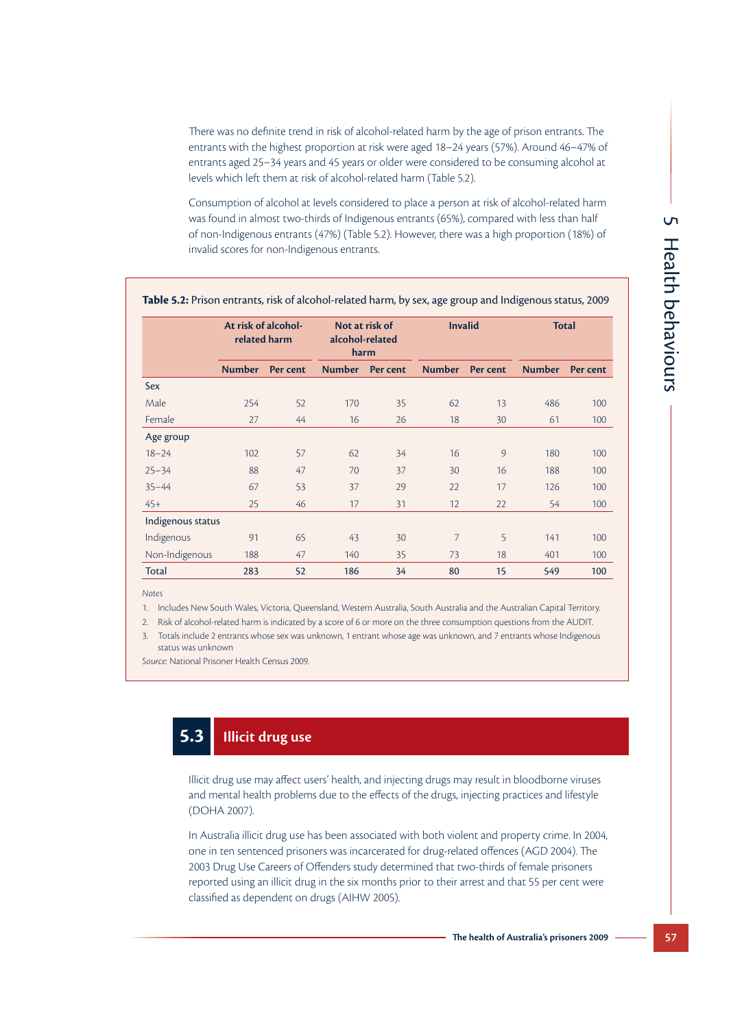There was no definite trend in risk of alcohol-related harm by the age of prison entrants. The entrants with the highest proportion at risk were aged 18–24 years (57%). Around 46–47% of entrants aged 25–34 years and 45 years or older were considered to be consuming alcohol at levels which left them at risk of alcohol-related harm (Table 5.2).

Consumption of alcohol at levels considered to place a person at risk of alcohol-related harm was found in almost two-thirds of Indigenous entrants (65%), compared with less than half of non-Indigenous entrants (47%) (Table 5.2). However, there was a high proportion (18%) of invalid scores for non-Indigenous entrants.

**Table 5.2:** Prison entrants, risk of alcohol-related harm, by sex, age group and Indigenous status, 2009

| | At risk of alcohol-related harm | | Not at risk of alcohol-related harm | | Invalid | | Total | |
|---|---|---|---|---|---|---|---|---|
| | **Number** | **Per cent** | **Number** | **Per cent** | **Number** | **Per cent** | **Number** | **Per cent** |
| Sex | | | | | | | | |
| Male | 254 | 52 | 170 | 35 | 62 | 13 | 486 | 100 |
| Female | 27 | 44 | 16 | 26 | 18 | 30 | 61 | 100 |
| Age group | | | | | | | | |
| 18–24 | 102 | 57 | 62 | 34 | 16 | 9 | 180 | 100 |
| 25–34 | 88 | 47 | 70 | 37 | 30 | 16 | 188 | 100 |
| 35–44 | 67 | 53 | 37 | 29 | 22 | 17 | 126 | 100 |
| 45+ | 25 | 46 | 17 | 31 | 12 | 22 | 54 | 100 |
| Indigenous status | | | | | | | | |
| Indigenous | 91 | 65 | 43 | 30 | 7 | 5 | 141 | 100 |
| Non-Indigenous | 188 | 47 | 140 | 35 | 73 | 18 | 401 | 100 |
| **Total** | **283** | **52** | **186** | **34** | **80** | **15** | **549** | **100** |

*Notes*

1. Includes New South Wales, Victoria, Queensland, Western Australia, South Australia and the Australian Capital Territory.
2. Risk of alcohol-related harm is indicated by a score of 6 or more on the three consumption questions from the AUDIT.
3. Totals include 2 entrants whose sex was unknown, 1 entrant whose age was unknown, and 7 entrants whose Indigenous status was unknown

*Source:* National Prisoner Health Census 2009.

## 5.3 Illicit drug use

Illicit drug use may affect users' health, and injecting drugs may result in bloodborne viruses and mental health problems due to the effects of the drugs, injecting practices and lifestyle (DOHA 2007).

In Australia illicit drug use has been associated with both violent and property crime. In 2004, one in ten sentenced prisoners was incarcerated for drug-related offences (AGD 2004). The 2003 Drug Use Careers of Offenders study determined that two-thirds of female prisoners reported using an illicit drug in the six months prior to their arrest and that 55 per cent were classified as dependent on drugs (AIHW 2005).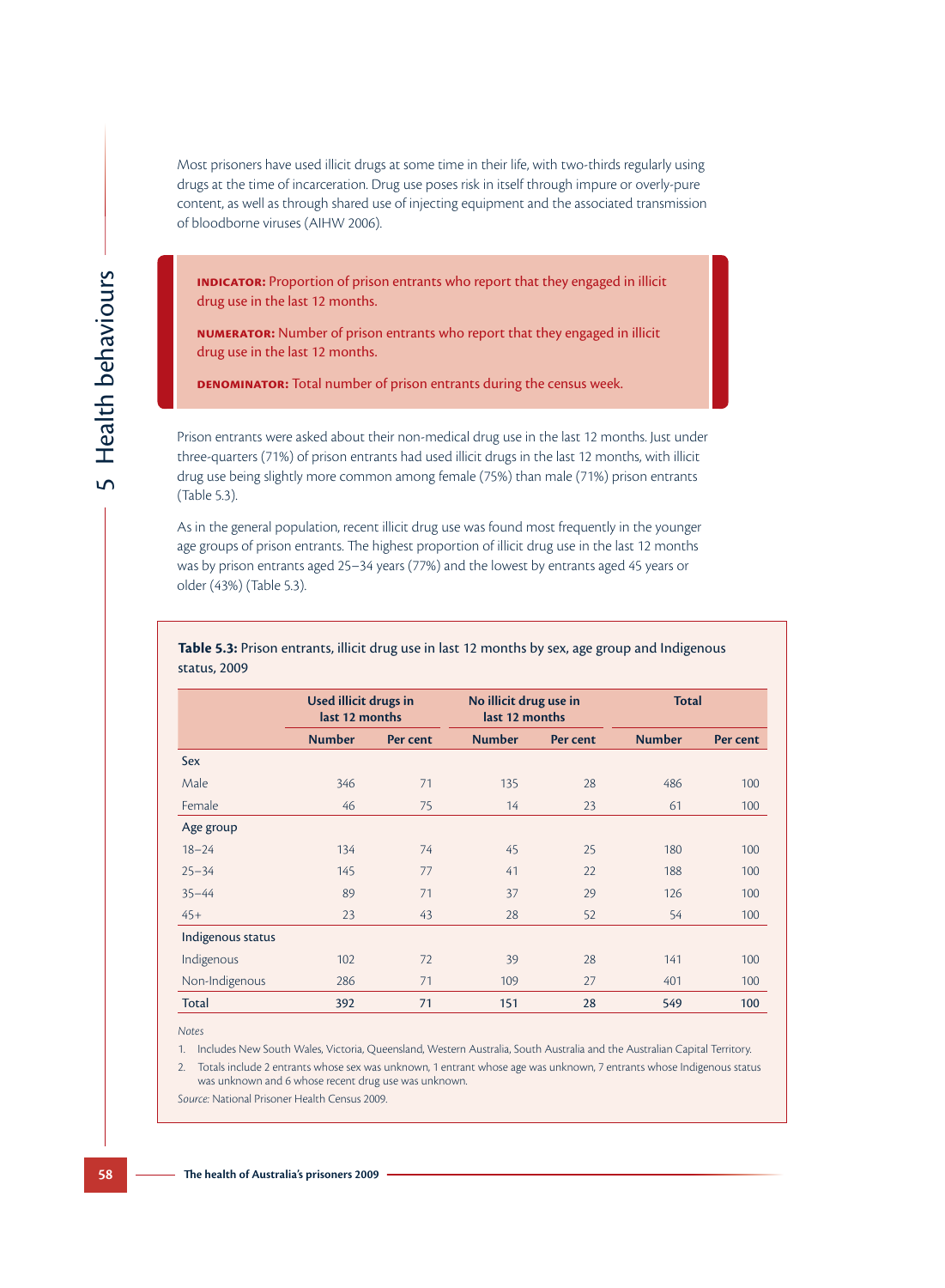Most prisoners have used illicit drugs at some time in their life, with two-thirds regularly using drugs at the time of incarceration. Drug use poses risk in itself through impure or overly-pure content, as well as through shared use of injecting equipment and the associated transmission of bloodborne viruses (AIHW 2006).

> **INDICATOR:** Proportion of prison entrants who report that they engaged in illicit drug use in the last 12 months.
>
> **NUMERATOR:** Number of prison entrants who report that they engaged in illicit drug use in the last 12 months.
>
> **DENOMINATOR:** Total number of prison entrants during the census week.

Prison entrants were asked about their non-medical drug use in the last 12 months. Just under three-quarters (71%) of prison entrants had used illicit drugs in the last 12 months, with illicit drug use being slightly more common among female (75%) than male (71%) prison entrants (Table 5.3).

As in the general population, recent illicit drug use was found most frequently in the younger age groups of prison entrants. The highest proportion of illicit drug use in the last 12 months was by prison entrants aged 25–34 years (77%) and the lowest by entrants aged 45 years or older (43%) (Table 5.3).

**Table 5.3:** Prison entrants, illicit drug use in last 12 months by sex, age group and Indigenous status, 2009

| | Used illicit drugs in last 12 months | | No illicit drug use in last 12 months | | Total | |
|---|---|---|---|---|---|---|
| | Number | Per cent | Number | Per cent | Number | Per cent |
| **Sex** | | | | | | |
| Male | 346 | 71 | 135 | 28 | 486 | 100 |
| Female | 46 | 75 | 14 | 23 | 61 | 100 |
| **Age group** | | | | | | |
| 18–24 | 134 | 74 | 45 | 25 | 180 | 100 |
| 25–34 | 145 | 77 | 41 | 22 | 188 | 100 |
| 35–44 | 89 | 71 | 37 | 29 | 126 | 100 |
| 45+ | 23 | 43 | 28 | 52 | 54 | 100 |
| **Indigenous status** | | | | | | |
| Indigenous | 102 | 72 | 39 | 28 | 141 | 100 |
| Non-Indigenous | 286 | 71 | 109 | 27 | 401 | 100 |
| **Total** | **392** | **71** | **151** | **28** | **549** | **100** |

*Notes*

1. Includes New South Wales, Victoria, Queensland, Western Australia, South Australia and the Australian Capital Territory.
2. Totals include 2 entrants whose sex was unknown, 1 entrant whose age was unknown, 7 entrants whose Indigenous status was unknown and 6 whose recent drug use was unknown.

*Source:* National Prisoner Health Census 2009.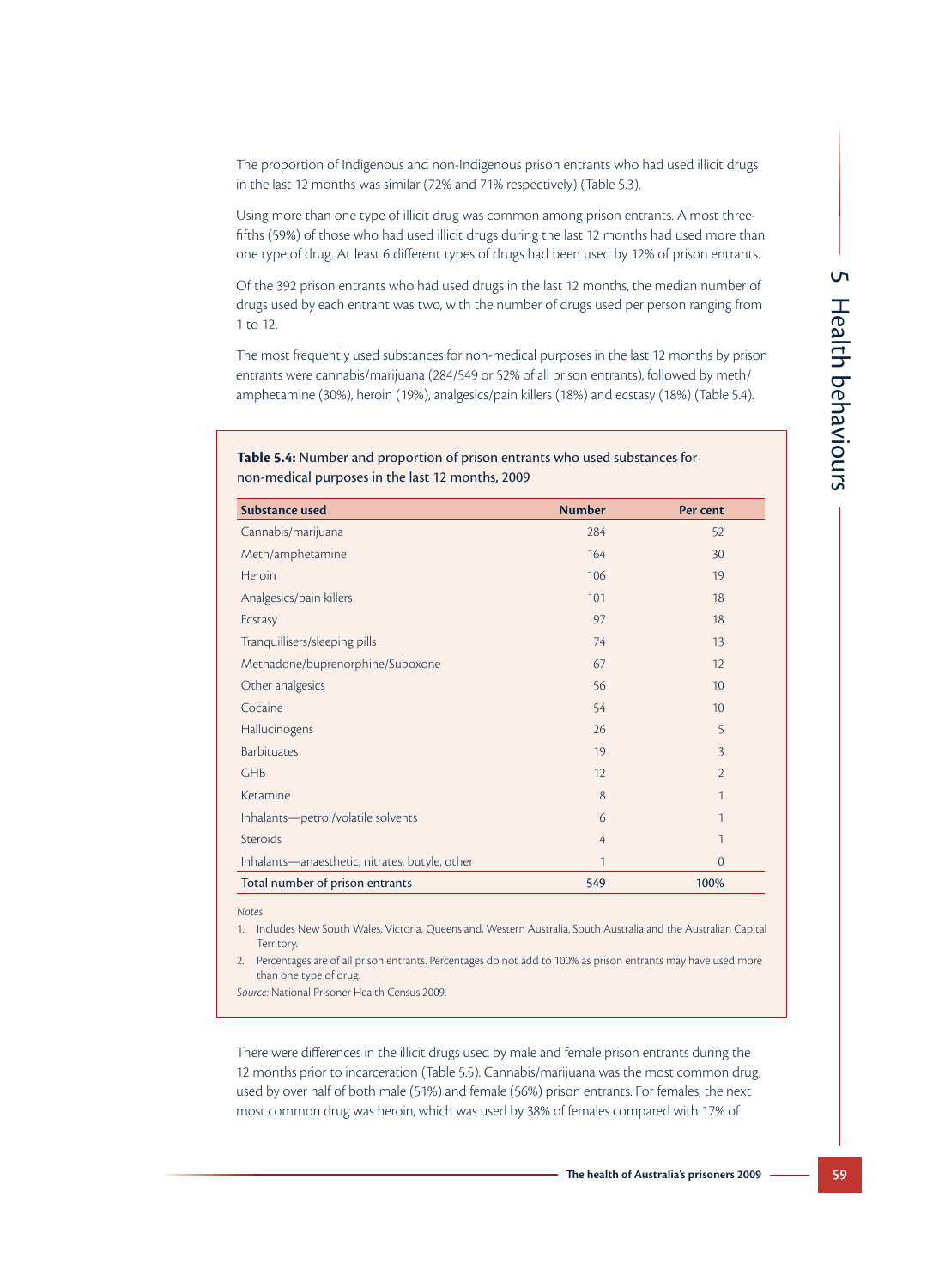The proportion of Indigenous and non-Indigenous prison entrants who had used illicit drugs in the last 12 months was similar (72% and 71% respectively) (Table 5.3).

Using more than one type of illicit drug was common among prison entrants. Almost three-fifths (59%) of those who had used illicit drugs during the last 12 months had used more than one type of drug. At least 6 different types of drugs had been used by 12% of prison entrants.

Of the 392 prison entrants who had used drugs in the last 12 months, the median number of drugs used by each entrant was two, with the number of drugs used per person ranging from 1 to 12.

The most frequently used substances for non-medical purposes in the last 12 months by prison entrants were cannabis/marijuana (284/549 or 52% of all prison entrants), followed by meth/amphetamine (30%), heroin (19%), analgesics/pain killers (18%) and ecstasy (18%) (Table 5.4).

**Table 5.4:** Number and proportion of prison entrants who used substances for non-medical purposes in the last 12 months, 2009

| Substance used | Number | Per cent |
|---|---|---|
| Cannabis/marijuana | 284 | 52 |
| Meth/amphetamine | 164 | 30 |
| Heroin | 106 | 19 |
| Analgesics/pain killers | 101 | 18 |
| Ecstasy | 97 | 18 |
| Tranquillisers/sleeping pills | 74 | 13 |
| Methadone/buprenorphine/Suboxone | 67 | 12 |
| Other analgesics | 56 | 10 |
| Cocaine | 54 | 10 |
| Hallucinogens | 26 | 5 |
| Barbituates | 19 | 3 |
| GHB | 12 | 2 |
| Ketamine | 8 | 1 |
| Inhalants—petrol/volatile solvents | 6 | 1 |
| Steroids | 4 | 1 |
| Inhalants—anaesthetic, nitrates, butyle, other | 1 | 0 |
| Total number of prison entrants | 549 | 100% |

*Notes*

1. Includes New South Wales, Victoria, Queensland, Western Australia, South Australia and the Australian Capital Territory.
2. Percentages are of all prison entrants. Percentages do not add to 100% as prison entrants may have used more than one type of drug.

*Source:* National Prisoner Health Census 2009.

There were differences in the illicit drugs used by male and female prison entrants during the 12 months prior to incarceration (Table 5.5). Cannabis/marijuana was the most common drug, used by over half of both male (51%) and female (56%) prison entrants. For females, the next most common drug was heroin, which was used by 38% of females compared with 17% of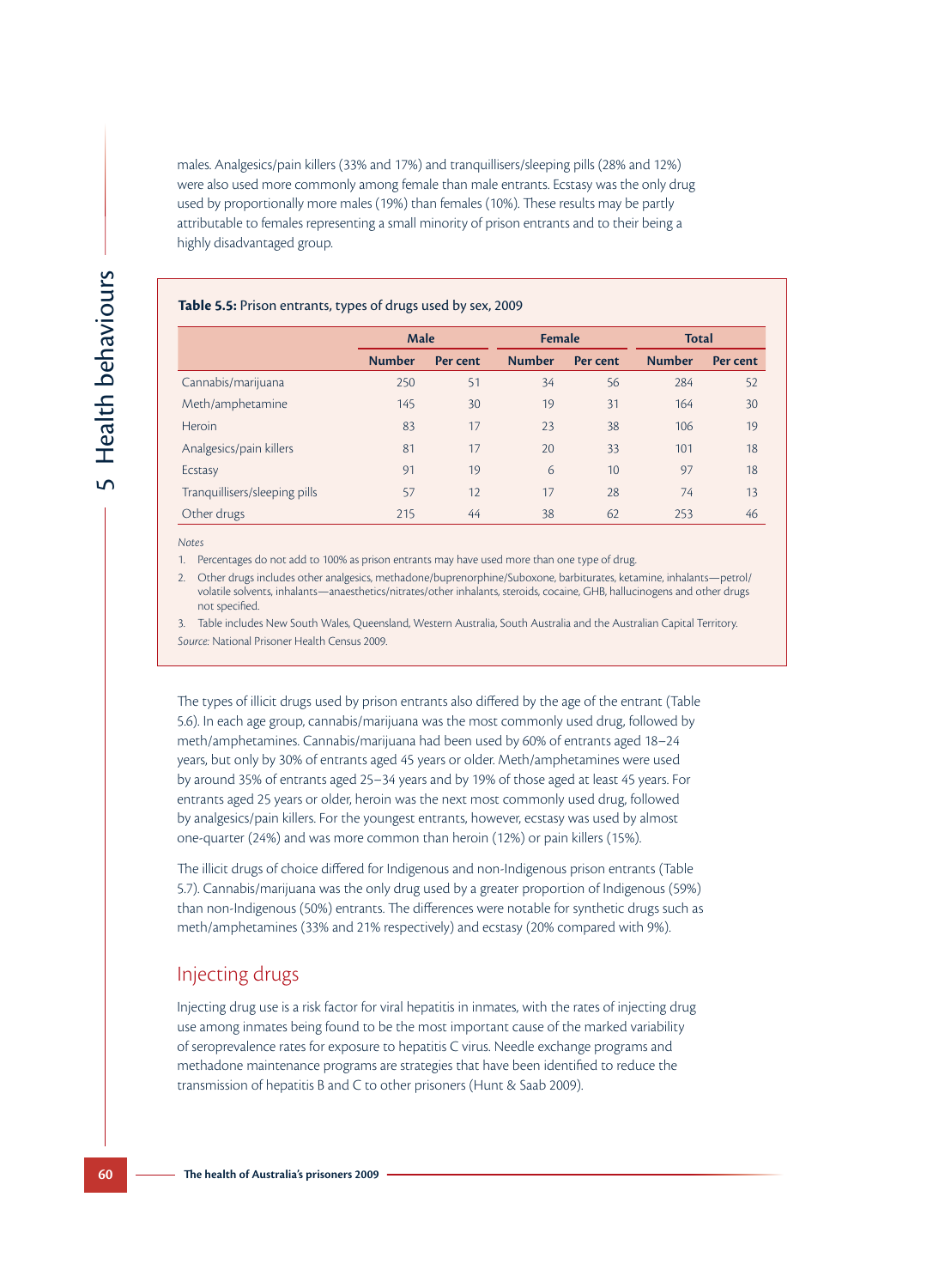males. Analgesics/pain killers (33% and 17%) and tranquillisers/sleeping pills (28% and 12%) were also used more commonly among female than male entrants. Ecstasy was the only drug used by proportionally more males (19%) than females (10%). These results may be partly attributable to females representing a small minority of prison entrants and to their being a highly disadvantaged group.

**Table 5.5:** Prison entrants, types of drugs used by sex, 2009

| | Male | | Female | | Total | |
|---|---|---|---|---|---|---|
| | Number | Per cent | Number | Per cent | Number | Per cent |
| Cannabis/marijuana | 250 | 51 | 34 | 56 | 284 | 52 |
| Meth/amphetamine | 145 | 30 | 19 | 31 | 164 | 30 |
| Heroin | 83 | 17 | 23 | 38 | 106 | 19 |
| Analgesics/pain killers | 81 | 17 | 20 | 33 | 101 | 18 |
| Ecstasy | 91 | 19 | 6 | 10 | 97 | 18 |
| Tranquillisers/sleeping pills | 57 | 12 | 17 | 28 | 74 | 13 |
| Other drugs | 215 | 44 | 38 | 62 | 253 | 46 |

*Notes*

1. Percentages do not add to 100% as prison entrants may have used more than one type of drug.
2. Other drugs includes other analgesics, methadone/buprenorphine/Suboxone, barbiturates, ketamine, inhalants—petrol/volatile solvents, inhalants—anaesthetics/nitrates/other inhalants, steroids, cocaine, GHB, hallucinogens and other drugs not specified.
3. Table includes New South Wales, Queensland, Western Australia, South Australia and the Australian Capital Territory.

*Source:* National Prisoner Health Census 2009.

The types of illicit drugs used by prison entrants also differed by the age of the entrant (Table 5.6). In each age group, cannabis/marijuana was the most commonly used drug, followed by meth/amphetamines. Cannabis/marijuana had been used by 60% of entrants aged 18–24 years, but only by 30% of entrants aged 45 years or older. Meth/amphetamines were used by around 35% of entrants aged 25–34 years and by 19% of those aged at least 45 years. For entrants aged 25 years or older, heroin was the next most commonly used drug, followed by analgesics/pain killers. For the youngest entrants, however, ecstasy was used by almost one-quarter (24%) and was more common than heroin (12%) or pain killers (15%).

The illicit drugs of choice differed for Indigenous and non-Indigenous prison entrants (Table 5.7). Cannabis/marijuana was the only drug used by a greater proportion of Indigenous (59%) than non-Indigenous (50%) entrants. The differences were notable for synthetic drugs such as meth/amphetamines (33% and 21% respectively) and ecstasy (20% compared with 9%).

## Injecting drugs

Injecting drug use is a risk factor for viral hepatitis in inmates, with the rates of injecting drug use among inmates being found to be the most important cause of the marked variability of seroprevalence rates for exposure to hepatitis C virus. Needle exchange programs and methadone maintenance programs are strategies that have been identified to reduce the transmission of hepatitis B and C to other prisoners (Hunt & Saab 2009).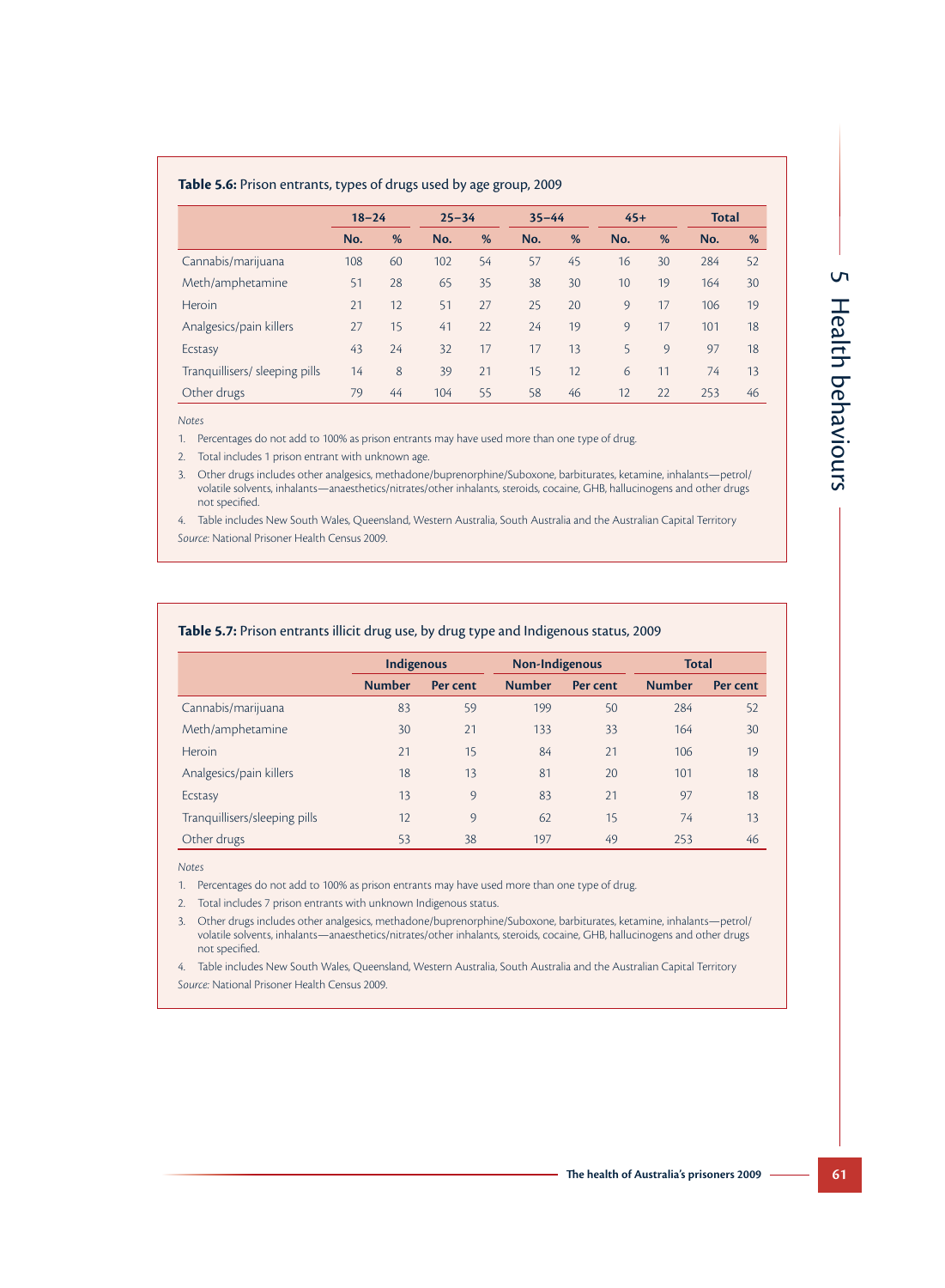**Table 5.6:** Prison entrants, types of drugs used by age group, 2009

| | 18–24 | | 25–34 | | 35–44 | | 45+ | | Total | |
|---|---|---|---|---|---|---|---|---|---|---|
| | No. | % | No. | % | No. | % | No. | % | No. | % |
| Cannabis/marijuana | 108 | 60 | 102 | 54 | 57 | 45 | 16 | 30 | 284 | 52 |
| Meth/amphetamine | 51 | 28 | 65 | 35 | 38 | 30 | 10 | 19 | 164 | 30 |
| Heroin | 21 | 12 | 51 | 27 | 25 | 20 | 9 | 17 | 106 | 19 |
| Analgesics/pain killers | 27 | 15 | 41 | 22 | 24 | 19 | 9 | 17 | 101 | 18 |
| Ecstasy | 43 | 24 | 32 | 17 | 17 | 13 | 5 | 9 | 97 | 18 |
| Tranquillisers/ sleeping pills | 14 | 8 | 39 | 21 | 15 | 12 | 6 | 11 | 74 | 13 |
| Other drugs | 79 | 44 | 104 | 55 | 58 | 46 | 12 | 22 | 253 | 46 |

*Notes*

1. Percentages do not add to 100% as prison entrants may have used more than one type of drug.
2. Total includes 1 prison entrant with unknown age.
3. Other drugs includes other analgesics, methadone/buprenorphine/Suboxone, barbiturates, ketamine, inhalants—petrol/volatile solvents, inhalants—anaesthetics/nitrates/other inhalants, steroids, cocaine, GHB, hallucinogens and other drugs not specified.
4. Table includes New South Wales, Queensland, Western Australia, South Australia and the Australian Capital Territory

*Source:* National Prisoner Health Census 2009.

**Table 5.7:** Prison entrants illicit drug use, by drug type and Indigenous status, 2009

| | Indigenous | | Non-Indigenous | | Total | |
|---|---|---|---|---|---|---|
| | Number | Per cent | Number | Per cent | Number | Per cent |
| Cannabis/marijuana | 83 | 59 | 199 | 50 | 284 | 52 |
| Meth/amphetamine | 30 | 21 | 133 | 33 | 164 | 30 |
| Heroin | 21 | 15 | 84 | 21 | 106 | 19 |
| Analgesics/pain killers | 18 | 13 | 81 | 20 | 101 | 18 |
| Ecstasy | 13 | 9 | 83 | 21 | 97 | 18 |
| Tranquillisers/sleeping pills | 12 | 9 | 62 | 15 | 74 | 13 |
| Other drugs | 53 | 38 | 197 | 49 | 253 | 46 |

*Notes*

1. Percentages do not add to 100% as prison entrants may have used more than one type of drug.
2. Total includes 7 prison entrants with unknown Indigenous status.
3. Other drugs includes other analgesics, methadone/buprenorphine/Suboxone, barbiturates, ketamine, inhalants—petrol/volatile solvents, inhalants—anaesthetics/nitrates/other inhalants, steroids, cocaine, GHB, hallucinogens and other drugs not specified.
4. Table includes New South Wales, Queensland, Western Australia, South Australia and the Australian Capital Territory

*Source:* National Prisoner Health Census 2009.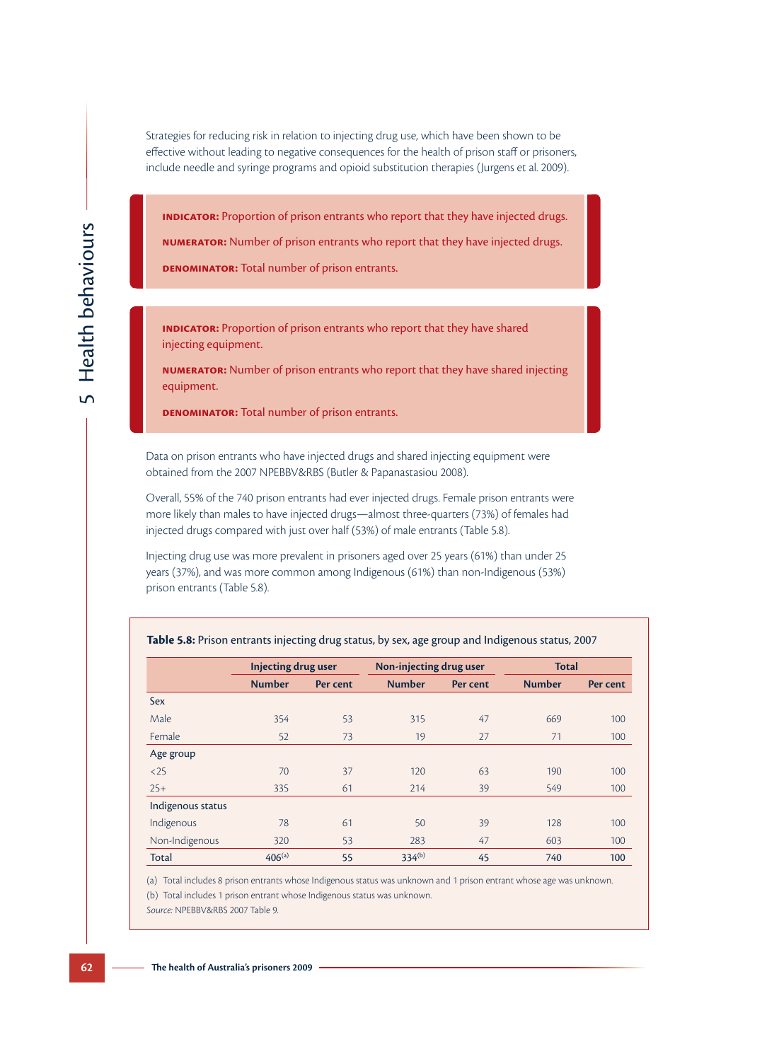Strategies for reducing risk in relation to injecting drug use, which have been shown to be effective without leading to negative consequences for the health of prison staff or prisoners, include needle and syringe programs and opioid substitution therapies (Jurgens et al. 2009).

**INDICATOR:** Proportion of prison entrants who report that they have injected drugs.

**NUMERATOR:** Number of prison entrants who report that they have injected drugs.

**DENOMINATOR:** Total number of prison entrants.

**INDICATOR:** Proportion of prison entrants who report that they have shared injecting equipment.

**NUMERATOR:** Number of prison entrants who report that they have shared injecting equipment.

**DENOMINATOR:** Total number of prison entrants.

Data on prison entrants who have injected drugs and shared injecting equipment were obtained from the 2007 NPEBBV&RBS (Butler & Papanastasiou 2008).

Overall, 55% of the 740 prison entrants had ever injected drugs. Female prison entrants were more likely than males to have injected drugs—almost three-quarters (73%) of females had injected drugs compared with just over half (53%) of male entrants (Table 5.8).

Injecting drug use was more prevalent in prisoners aged over 25 years (61%) than under 25 years (37%), and was more common among Indigenous (61%) than non-Indigenous (53%) prison entrants (Table 5.8).

**Table 5.8:** Prison entrants injecting drug status, by sex, age group and Indigenous status, 2007

| | Injecting drug user | | Non-injecting drug user | | Total | |
|---|---|---|---|---|---|---|
| | Number | Per cent | Number | Per cent | Number | Per cent |
| Sex | | | | | | |
| Male | 354 | 53 | 315 | 47 | 669 | 100 |
| Female | 52 | 73 | 19 | 27 | 71 | 100 |
| Age group | | | | | | |
| <25 | 70 | 37 | 120 | 63 | 190 | 100 |
| 25+ | 335 | 61 | 214 | 39 | 549 | 100 |
| Indigenous status | | | | | | |
| Indigenous | 78 | 61 | 50 | 39 | 128 | 100 |
| Non-Indigenous | 320 | 53 | 283 | 47 | 603 | 100 |
| **Total** | **406[(a)]** | **55** | **334[(b)]** | **45** | **740** | **100** |

(a) Total includes 8 prison entrants whose Indigenous status was unknown and 1 prison entrant whose age was unknown.

(b) Total includes 1 prison entrant whose Indigenous status was unknown.

*Source:* NPEBBV&RBS 2007 Table 9.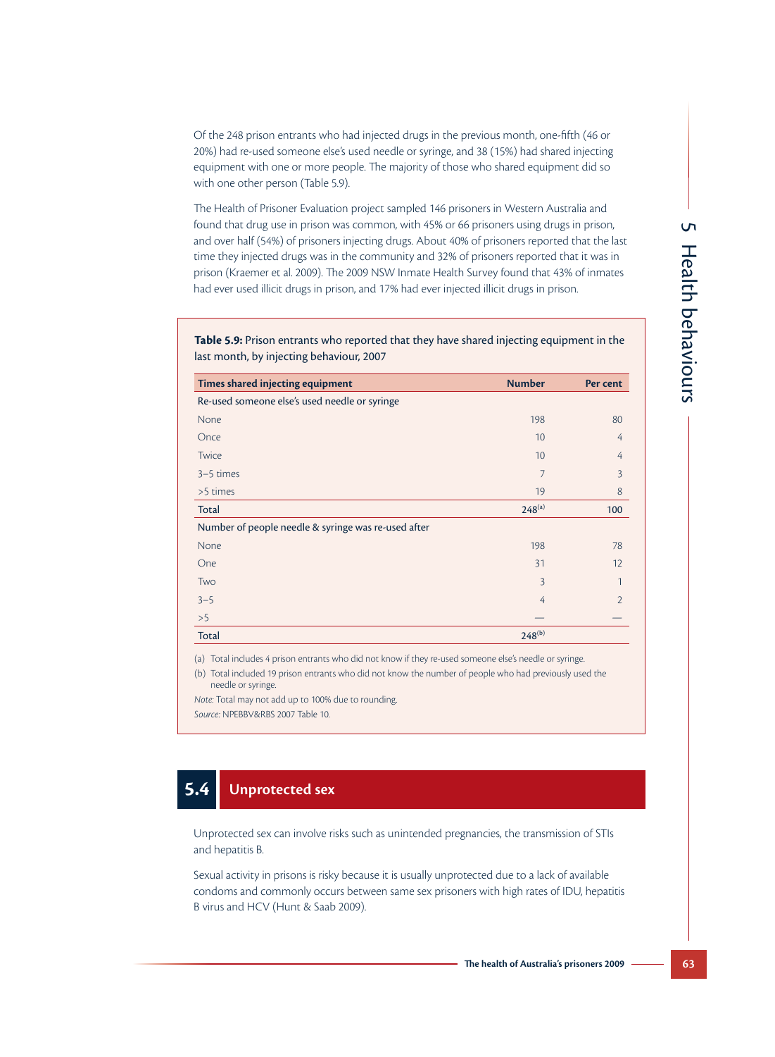Of the 248 prison entrants who had injected drugs in the previous month, one-fifth (46 or 20%) had re-used someone else's used needle or syringe, and 38 (15%) had shared injecting equipment with one or more people. The majority of those who shared equipment did so with one other person (Table 5.9).

The Health of Prisoner Evaluation project sampled 146 prisoners in Western Australia and found that drug use in prison was common, with 45% or 66 prisoners using drugs in prison, and over half (54%) of prisoners injecting drugs. About 40% of prisoners reported that the last time they injected drugs was in the community and 32% of prisoners reported that it was in prison (Kraemer et al. 2009). The 2009 NSW Inmate Health Survey found that 43% of inmates had ever used illicit drugs in prison, and 17% had ever injected illicit drugs in prison.

**Table 5.9:** Prison entrants who reported that they have shared injecting equipment in the last month, by injecting behaviour, 2007

| Times shared injecting equipment | Number | Per cent |
|---|---|---|
| Re-used someone else's used needle or syringe | | |
| None | 198 | 80 |
| Once | 10 | 4 |
| Twice | 10 | 4 |
| 3–5 times | 7 | 3 |
| >5 times | 19 | 8 |
| **Total** | **248[(a)]** | **100** |
| Number of people needle & syringe was re-used after | | |
| None | 198 | 78 |
| One | 31 | 12 |
| Two | 3 | 1 |
| 3–5 | 4 | 2 |
| >5 | — | — |
| **Total** | **248[(b)]** | |

(a) Total includes 4 prison entrants who did not know if they re-used someone else's needle or syringe.

(b) Total included 19 prison entrants who did not know the number of people who had previously used the needle or syringe.

*Note:* Total may not add up to 100% due to rounding.

*Source:* NPEBBV&RBS 2007 Table 10.

## 5.4 Unprotected sex

Unprotected sex can involve risks such as unintended pregnancies, the transmission of STIs and hepatitis B.

Sexual activity in prisons is risky because it is usually unprotected due to a lack of available condoms and commonly occurs between same sex prisoners with high rates of IDU, hepatitis B virus and HCV (Hunt & Saab 2009).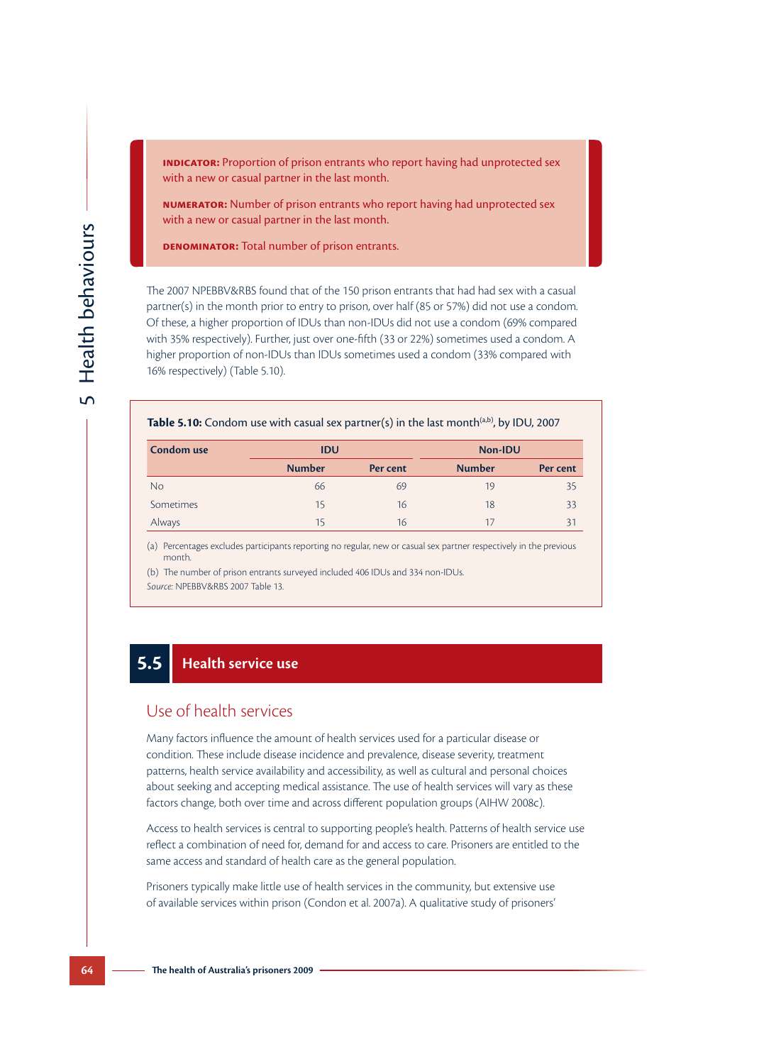**INDICATOR:** Proportion of prison entrants who report having had unprotected sex with a new or casual partner in the last month.

**NUMERATOR:** Number of prison entrants who report having had unprotected sex with a new or casual partner in the last month.

**DENOMINATOR:** Total number of prison entrants.

The 2007 NPEBBV&RBS found that of the 150 prison entrants that had had sex with a casual partner(s) in the month prior to entry to prison, over half (85 or 57%) did not use a condom. Of these, a higher proportion of IDUs than non-IDUs did not use a condom (69% compared with 35% respectively). Further, just over one-fifth (33 or 22%) sometimes used a condom. A higher proportion of non-IDUs than IDUs sometimes used a condom (33% compared with 16% respectively) (Table 5.10).

**Table 5.10:** Condom use with casual sex partner(s) in the last month[a,b], by IDU, 2007

| Condom use | IDU | | Non-IDU | |
|---|---|---|---|---|
| | Number | Per cent | Number | Per cent |
| No | 66 | 69 | 19 | 35 |
| Sometimes | 15 | 16 | 18 | 33 |
| Always | 15 | 16 | 17 | 31 |

(a) Percentages excludes participants reporting no regular, new or casual sex partner respectively in the previous month.

(b) The number of prison entrants surveyed included 406 IDUs and 334 non-IDUs.

*Source:* NPEBBV&RBS 2007 Table 13.

## 5.5 Health service use

### Use of health services

Many factors influence the amount of health services used for a particular disease or condition. These include disease incidence and prevalence, disease severity, treatment patterns, health service availability and accessibility, as well as cultural and personal choices about seeking and accepting medical assistance. The use of health services will vary as these factors change, both over time and across different population groups (AIHW 2008c).

Access to health services is central to supporting people's health. Patterns of health service use reflect a combination of need for, demand for and access to care. Prisoners are entitled to the same access and standard of health care as the general population.

Prisoners typically make little use of health services in the community, but extensive use of available services within prison (Condon et al. 2007a). A qualitative study of prisoners'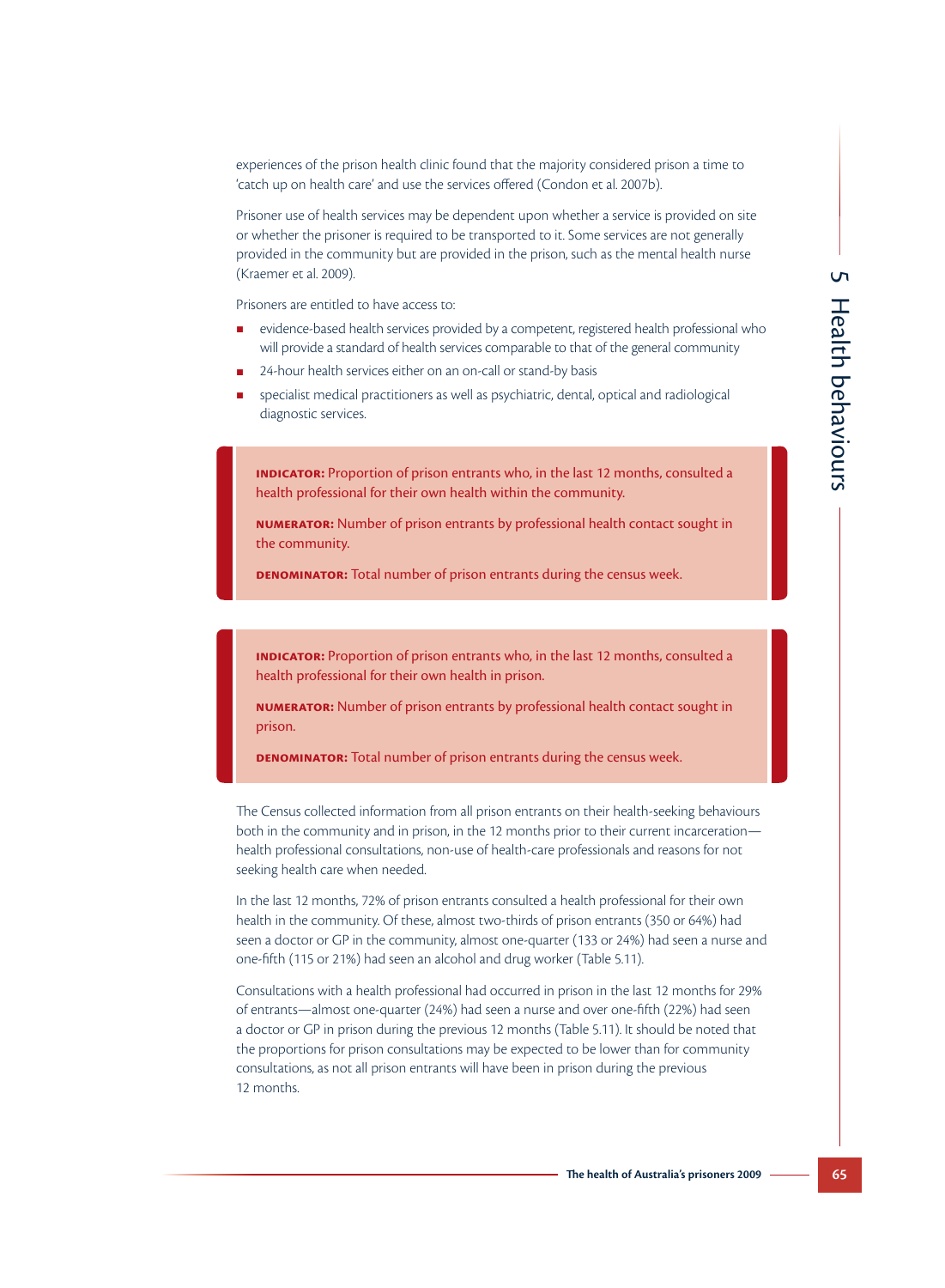experiences of the prison health clinic found that the majority considered prison a time to 'catch up on health care' and use the services offered (Condon et al. 2007b).

Prisoner use of health services may be dependent upon whether a service is provided on site or whether the prisoner is required to be transported to it. Some services are not generally provided in the community but are provided in the prison, such as the mental health nurse (Kraemer et al. 2009).

Prisoners are entitled to have access to:

- evidence-based health services provided by a competent, registered health professional who will provide a standard of health services comparable to that of the general community
- 24-hour health services either on an on-call or stand-by basis
- specialist medical practitioners as well as psychiatric, dental, optical and radiological diagnostic services.

> **INDICATOR:** Proportion of prison entrants who, in the last 12 months, consulted a health professional for their own health within the community.
>
> **NUMERATOR:** Number of prison entrants by professional health contact sought in the community.
>
> **DENOMINATOR:** Total number of prison entrants during the census week.

> **INDICATOR:** Proportion of prison entrants who, in the last 12 months, consulted a health professional for their own health in prison.
>
> **NUMERATOR:** Number of prison entrants by professional health contact sought in prison.
>
> **DENOMINATOR:** Total number of prison entrants during the census week.

The Census collected information from all prison entrants on their health-seeking behaviours both in the community and in prison, in the 12 months prior to their current incarceration—health professional consultations, non-use of health-care professionals and reasons for not seeking health care when needed.

In the last 12 months, 72% of prison entrants consulted a health professional for their own health in the community. Of these, almost two-thirds of prison entrants (350 or 64%) had seen a doctor or GP in the community, almost one-quarter (133 or 24%) had seen a nurse and one-fifth (115 or 21%) had seen an alcohol and drug worker (Table 5.11).

Consultations with a health professional had occurred in prison in the last 12 months for 29% of entrants—almost one-quarter (24%) had seen a nurse and over one-fifth (22%) had seen a doctor or GP in prison during the previous 12 months (Table 5.11). It should be noted that the proportions for prison consultations may be expected to be lower than for community consultations, as not all prison entrants will have been in prison during the previous 12 months.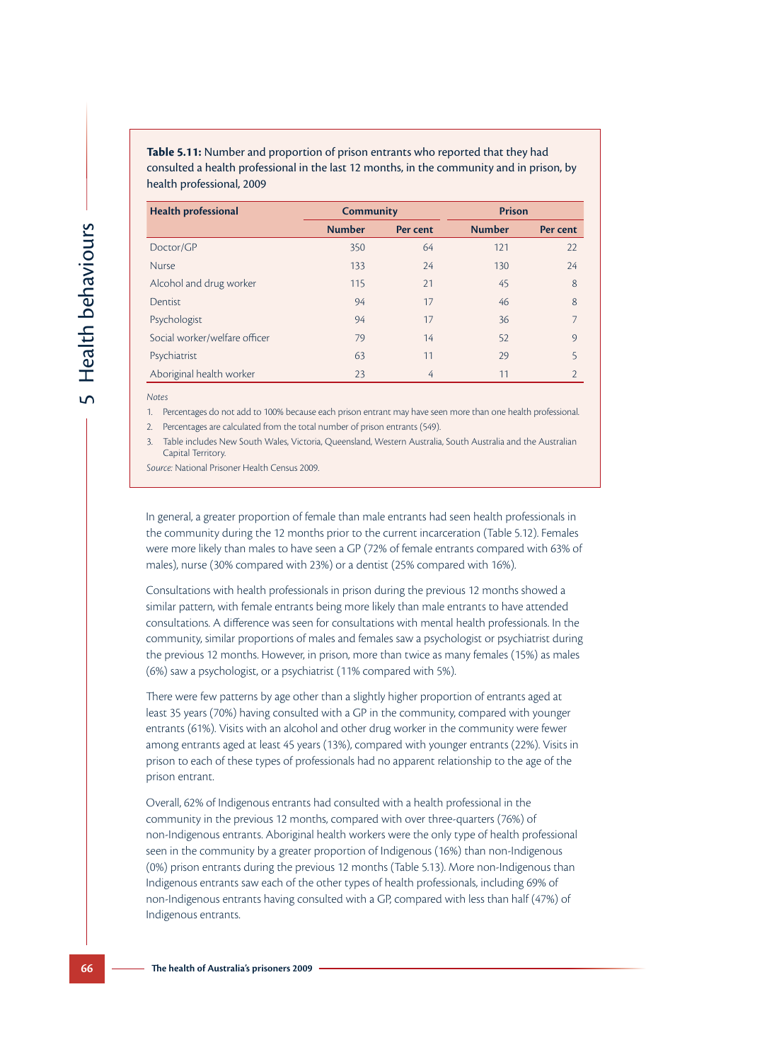**Table 5.11:** Number and proportion of prison entrants who reported that they had consulted a health professional in the last 12 months, in the community and in prison, by health professional, 2009

| Health professional | Community | | Prison | |
|---|---|---|---|---|
| | Number | Per cent | Number | Per cent |
| Doctor/GP | 350 | 64 | 121 | 22 |
| Nurse | 133 | 24 | 130 | 24 |
| Alcohol and drug worker | 115 | 21 | 45 | 8 |
| Dentist | 94 | 17 | 46 | 8 |
| Psychologist | 94 | 17 | 36 | 7 |
| Social worker/welfare officer | 79 | 14 | 52 | 9 |
| Psychiatrist | 63 | 11 | 29 | 5 |
| Aboriginal health worker | 23 | 4 | 11 | 2 |

*Notes*

1. Percentages do not add to 100% because each prison entrant may have seen more than one health professional.
2. Percentages are calculated from the total number of prison entrants (549).
3. Table includes New South Wales, Victoria, Queensland, Western Australia, South Australia and the Australian Capital Territory.

*Source:* National Prisoner Health Census 2009.

In general, a greater proportion of female than male entrants had seen health professionals in the community during the 12 months prior to the current incarceration (Table 5.12). Females were more likely than males to have seen a GP (72% of female entrants compared with 63% of males), nurse (30% compared with 23%) or a dentist (25% compared with 16%).

Consultations with health professionals in prison during the previous 12 months showed a similar pattern, with female entrants being more likely than male entrants to have attended consultations. A difference was seen for consultations with mental health professionals. In the community, similar proportions of males and females saw a psychologist or psychiatrist during the previous 12 months. However, in prison, more than twice as many females (15%) as males (6%) saw a psychologist, or a psychiatrist (11% compared with 5%).

There were few patterns by age other than a slightly higher proportion of entrants aged at least 35 years (70%) having consulted with a GP in the community, compared with younger entrants (61%). Visits with an alcohol and other drug worker in the community were fewer among entrants aged at least 45 years (13%), compared with younger entrants (22%). Visits in prison to each of these types of professionals had no apparent relationship to the age of the prison entrant.

Overall, 62% of Indigenous entrants had consulted with a health professional in the community in the previous 12 months, compared with over three-quarters (76%) of non-Indigenous entrants. Aboriginal health workers were the only type of health professional seen in the community by a greater proportion of Indigenous (16%) than non-Indigenous (0%) prison entrants during the previous 12 months (Table 5.13). More non-Indigenous than Indigenous entrants saw each of the other types of health professionals, including 69% of non-Indigenous entrants having consulted with a GP, compared with less than half (47%) of Indigenous entrants.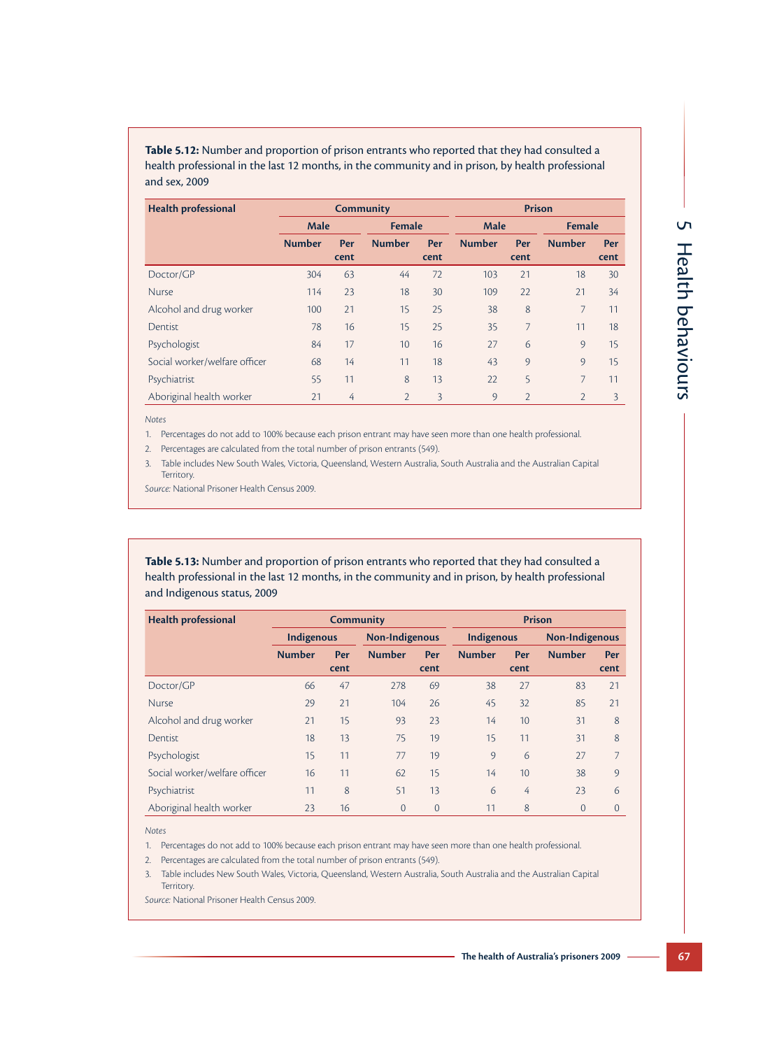**Table 5.12:** Number and proportion of prison entrants who reported that they had consulted a health professional in the last 12 months, in the community and in prison, by health professional and sex, 2009

| Health professional | Community | | | | Prison | | | |
|---|---|---|---|---|---|---|---|---|
| | Male | | Female | | Male | | Female | |
| | Number | Per cent | Number | Per cent | Number | Per cent | Number | Per cent |
| Doctor/GP | 304 | 63 | 44 | 72 | 103 | 21 | 18 | 30 |
| Nurse | 114 | 23 | 18 | 30 | 109 | 22 | 21 | 34 |
| Alcohol and drug worker | 100 | 21 | 15 | 25 | 38 | 8 | 7 | 11 |
| Dentist | 78 | 16 | 15 | 25 | 35 | 7 | 11 | 18 |
| Psychologist | 84 | 17 | 10 | 16 | 27 | 6 | 9 | 15 |
| Social worker/welfare officer | 68 | 14 | 11 | 18 | 43 | 9 | 9 | 15 |
| Psychiatrist | 55 | 11 | 8 | 13 | 22 | 5 | 7 | 11 |
| Aboriginal health worker | 21 | 4 | 2 | 3 | 9 | 2 | 2 | 3 |

*Notes*

1. Percentages do not add to 100% because each prison entrant may have seen more than one health professional.
2. Percentages are calculated from the total number of prison entrants (549).
3. Table includes New South Wales, Victoria, Queensland, Western Australia, South Australia and the Australian Capital Territory.

*Source:* National Prisoner Health Census 2009.

**Table 5.13:** Number and proportion of prison entrants who reported that they had consulted a health professional in the last 12 months, in the community and in prison, by health professional and Indigenous status, 2009

| Health professional | Community | | | | Prison | | | |
|---|---|---|---|---|---|---|---|---|
| | Indigenous | | Non-Indigenous | | Indigenous | | Non-Indigenous | |
| | Number | Per cent | Number | Per cent | Number | Per cent | Number | Per cent |
| Doctor/GP | 66 | 47 | 278 | 69 | 38 | 27 | 83 | 21 |
| Nurse | 29 | 21 | 104 | 26 | 45 | 32 | 85 | 21 |
| Alcohol and drug worker | 21 | 15 | 93 | 23 | 14 | 10 | 31 | 8 |
| Dentist | 18 | 13 | 75 | 19 | 15 | 11 | 31 | 8 |
| Psychologist | 15 | 11 | 77 | 19 | 9 | 6 | 27 | 7 |
| Social worker/welfare officer | 16 | 11 | 62 | 15 | 14 | 10 | 38 | 9 |
| Psychiatrist | 11 | 8 | 51 | 13 | 6 | 4 | 23 | 6 |
| Aboriginal health worker | 23 | 16 | 0 | 0 | 11 | 8 | 0 | 0 |

*Notes*

1. Percentages do not add to 100% because each prison entrant may have seen more than one health professional.
2. Percentages are calculated from the total number of prison entrants (549).
3. Table includes New South Wales, Victoria, Queensland, Western Australia, South Australia and the Australian Capital Territory.

*Source:* National Prisoner Health Census 2009.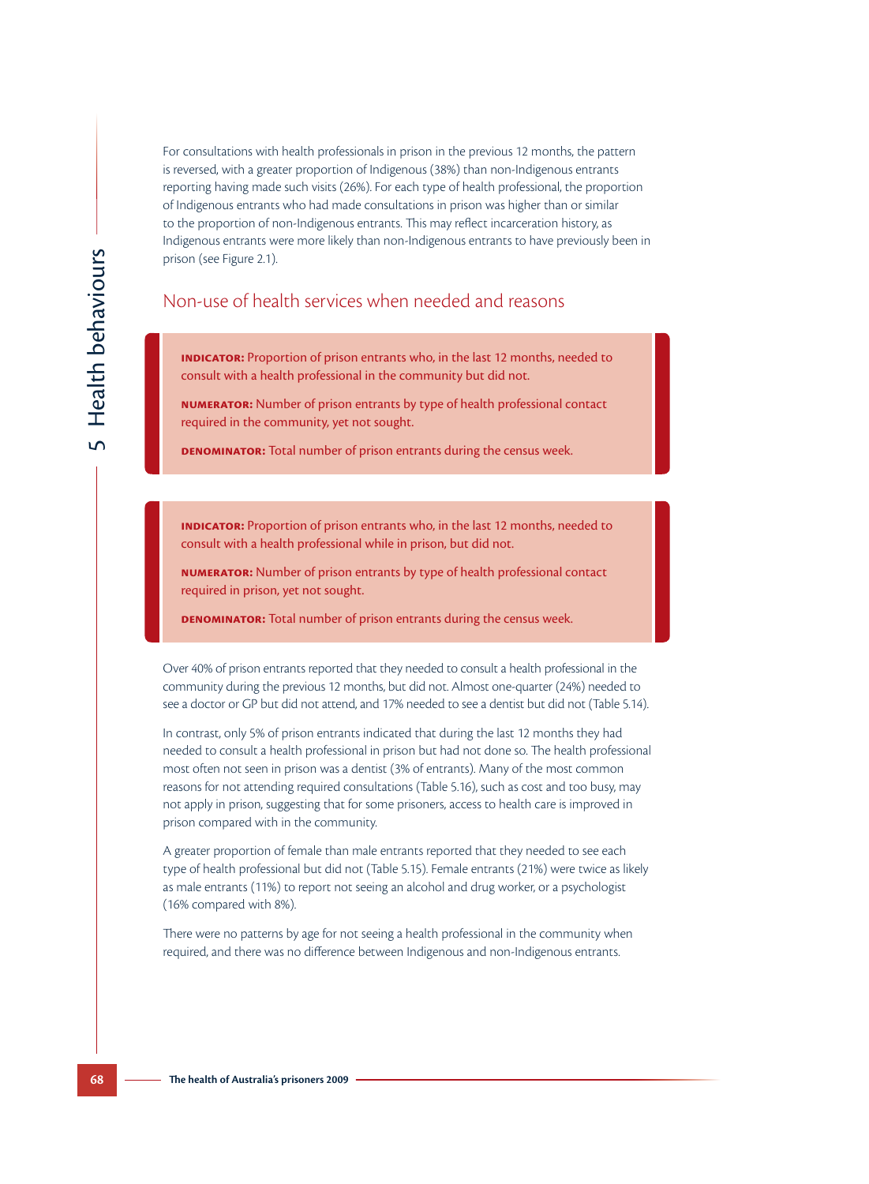For consultations with health professionals in prison in the previous 12 months, the pattern is reversed, with a greater proportion of Indigenous (38%) than non-Indigenous entrants reporting having made such visits (26%). For each type of health professional, the proportion of Indigenous entrants who had made consultations in prison was higher than or similar to the proportion of non-Indigenous entrants. This may reflect incarceration history, as Indigenous entrants were more likely than non-Indigenous entrants to have previously been in prison (see Figure 2.1).

## Non-use of health services when needed and reasons

**INDICATOR:** Proportion of prison entrants who, in the last 12 months, needed to consult with a health professional in the community but did not.

**NUMERATOR:** Number of prison entrants by type of health professional contact required in the community, yet not sought.

**DENOMINATOR:** Total number of prison entrants during the census week.

**INDICATOR:** Proportion of prison entrants who, in the last 12 months, needed to consult with a health professional while in prison, but did not.

**NUMERATOR:** Number of prison entrants by type of health professional contact required in prison, yet not sought.

**DENOMINATOR:** Total number of prison entrants during the census week.

Over 40% of prison entrants reported that they needed to consult a health professional in the community during the previous 12 months, but did not. Almost one-quarter (24%) needed to see a doctor or GP but did not attend, and 17% needed to see a dentist but did not (Table 5.14).

In contrast, only 5% of prison entrants indicated that during the last 12 months they had needed to consult a health professional in prison but had not done so. The health professional most often not seen in prison was a dentist (3% of entrants). Many of the most common reasons for not attending required consultations (Table 5.16), such as cost and too busy, may not apply in prison, suggesting that for some prisoners, access to health care is improved in prison compared with in the community.

A greater proportion of female than male entrants reported that they needed to see each type of health professional but did not (Table 5.15). Female entrants (21%) were twice as likely as male entrants (11%) to report not seeing an alcohol and drug worker, or a psychologist (16% compared with 8%).

There were no patterns by age for not seeing a health professional in the community when required, and there was no difference between Indigenous and non-Indigenous entrants.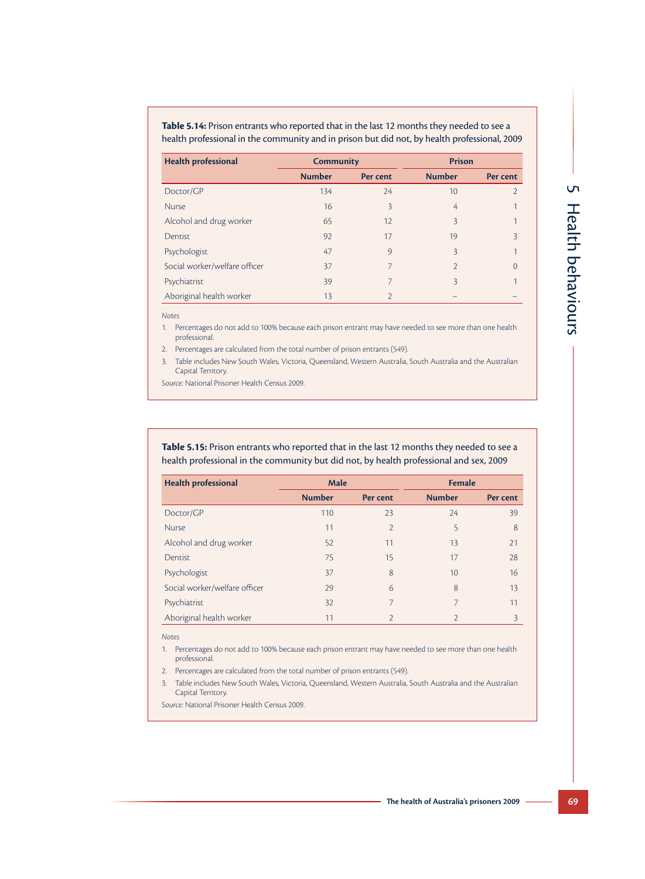**Table 5.14:** Prison entrants who reported that in the last 12 months they needed to see a health professional in the community and in prison but did not, by health professional, 2009

| Health professional | Community | | Prison | |
|---|---|---|---|---|
| | Number | Per cent | Number | Per cent |
| Doctor/GP | 134 | 24 | 10 | 2 |
| Nurse | 16 | 3 | 4 | 1 |
| Alcohol and drug worker | 65 | 12 | 3 | 1 |
| Dentist | 92 | 17 | 19 | 3 |
| Psychologist | 47 | 9 | 3 | 1 |
| Social worker/welfare officer | 37 | 7 | 2 | 0 |
| Psychiatrist | 39 | 7 | 3 | 1 |
| Aboriginal health worker | 13 | 2 | – | – |

*Notes*

1. Percentages do not add to 100% because each prison entrant may have needed to see more than one health professional.
2. Percentages are calculated from the total number of prison entrants (549).
3. Table includes New South Wales, Victoria, Queensland, Western Australia, South Australia and the Australian Capital Territory.

*Source:* National Prisoner Health Census 2009.

**Table 5.15:** Prison entrants who reported that in the last 12 months they needed to see a health professional in the community but did not, by health professional and sex, 2009

| Health professional | Male | | Female | |
|---|---|---|---|---|
| | Number | Per cent | Number | Per cent |
| Doctor/GP | 110 | 23 | 24 | 39 |
| Nurse | 11 | 2 | 5 | 8 |
| Alcohol and drug worker | 52 | 11 | 13 | 21 |
| Dentist | 75 | 15 | 17 | 28 |
| Psychologist | 37 | 8 | 10 | 16 |
| Social worker/welfare officer | 29 | 6 | 8 | 13 |
| Psychiatrist | 32 | 7 | 7 | 11 |
| Aboriginal health worker | 11 | 2 | 2 | 3 |

*Notes*

1. Percentages do not add to 100% because each prison entrant may have needed to see more than one health professional.
2. Percentages are calculated from the total number of prison entrants (549).
3. Table includes New South Wales, Victoria, Queensland, Western Australia, South Australia and the Australian Capital Territory.

*Source:* National Prisoner Health Census 2009.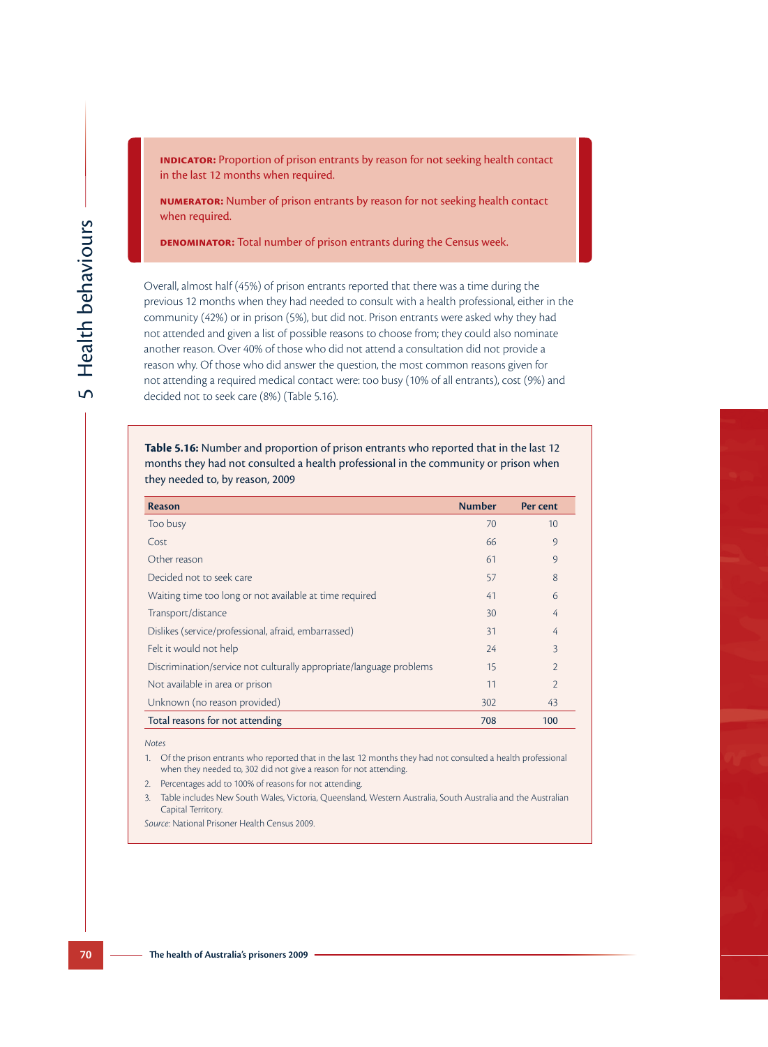**INDICATOR:** Proportion of prison entrants by reason for not seeking health contact in the last 12 months when required.

**NUMERATOR:** Number of prison entrants by reason for not seeking health contact when required.

**DENOMINATOR:** Total number of prison entrants during the Census week.

Overall, almost half (45%) of prison entrants reported that there was a time during the previous 12 months when they had needed to consult with a health professional, either in the community (42%) or in prison (5%), but did not. Prison entrants were asked why they had not attended and given a list of possible reasons to choose from; they could also nominate another reason. Over 40% of those who did not attend a consultation did not provide a reason why. Of those who did answer the question, the most common reasons given for not attending a required medical contact were: too busy (10% of all entrants), cost (9%) and decided not to seek care (8%) (Table 5.16).

**Table 5.16:** Number and proportion of prison entrants who reported that in the last 12 months they had not consulted a health professional in the community or prison when they needed to, by reason, 2009

| Reason | Number | Per cent |
|---|---|---|
| Too busy | 70 | 10 |
| Cost | 66 | 9 |
| Other reason | 61 | 9 |
| Decided not to seek care | 57 | 8 |
| Waiting time too long or not available at time required | 41 | 6 |
| Transport/distance | 30 | 4 |
| Dislikes (service/professional, afraid, embarrassed) | 31 | 4 |
| Felt it would not help | 24 | 3 |
| Discrimination/service not culturally appropriate/language problems | 15 | 2 |
| Not available in area or prison | 11 | 2 |
| Unknown (no reason provided) | 302 | 43 |
| **Total reasons for not attending** | **708** | **100** |

*Notes*

1. Of the prison entrants who reported that in the last 12 months they had not consulted a health professional when they needed to, 302 did not give a reason for not attending.
2. Percentages add to 100% of reasons for not attending.
3. Table includes New South Wales, Victoria, Queensland, Western Australia, South Australia and the Australian Capital Territory.

*Source:* National Prisoner Health Census 2009.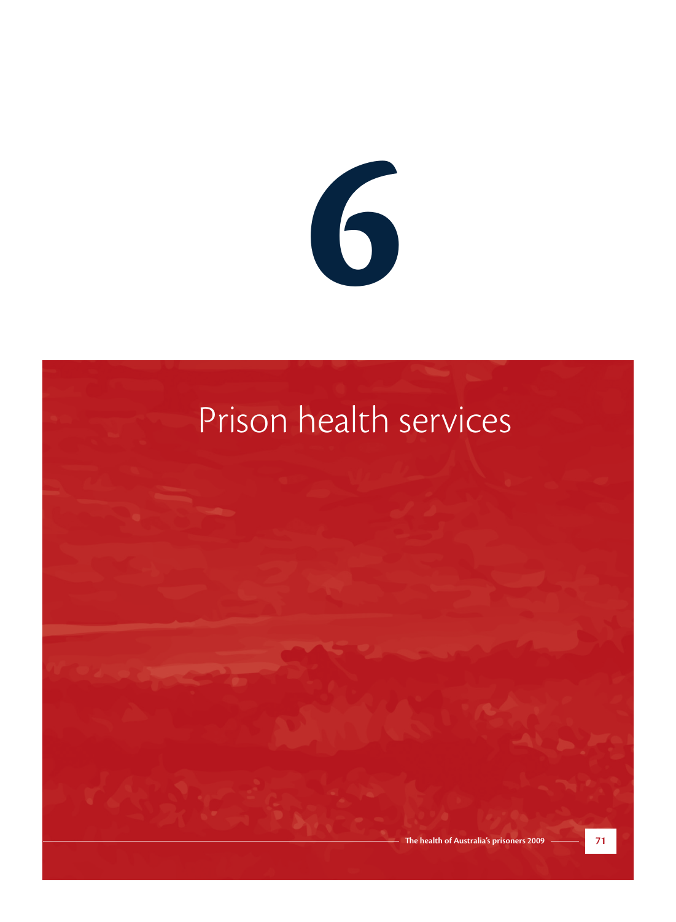# 6

# Prison health services